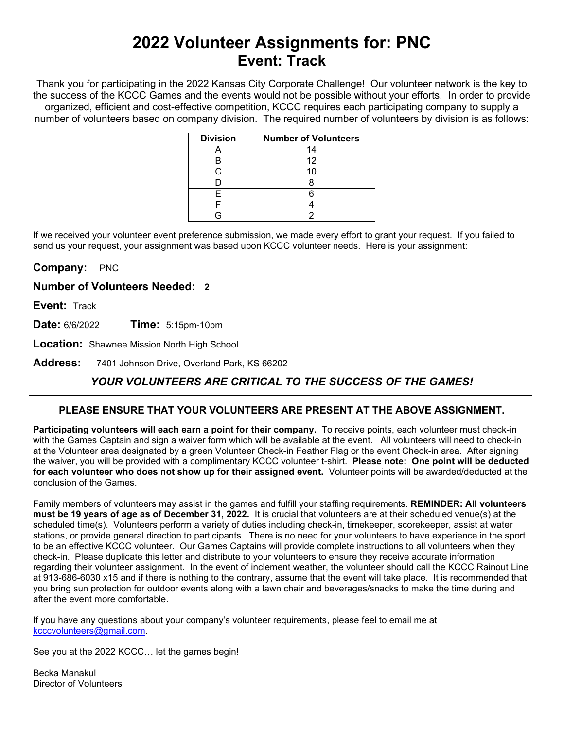# 2022 Volunteer Assignments for: PNC
## Event: Track

Thank you for participating in the 2022 Kansas City Corporate Challenge! Our volunteer network is the key to the success of the KCCC Games and the events would not be possible without your efforts. In order to provide organized, efficient and cost-effective competition, KCCC requires each participating company to supply a number of volunteers based on company division. The required number of volunteers by division is as follows:

| Division | Number of Volunteers |
|---|---|
| A | 14 |
| B | 12 |
| C | 10 |
| D | 8 |
| E | 6 |
| F | 4 |
| G | 2 |

If we received your volunteer event preference submission, we made every effort to grant your request. If you failed to send us your request, your assignment was based upon KCCC volunteer needs. Here is your assignment:

**Company:** PNC

**Number of Volunteers Needed: 2**

**Event:** Track

**Date:** 6/6/2022 **Time:** 5:15pm-10pm

**Location:** Shawnee Mission North High School

**Address:** 7401 Johnson Drive, Overland Park, KS 66202

***YOUR VOLUNTEERS ARE CRITICAL TO THE SUCCESS OF THE GAMES!***

**PLEASE ENSURE THAT YOUR VOLUNTEERS ARE PRESENT AT THE ABOVE ASSIGNMENT.**

**Participating volunteers will each earn a point for their company.** To receive points, each volunteer must check-in with the Games Captain and sign a waiver form which will be available at the event. All volunteers will need to check-in at the Volunteer area designated by a green Volunteer Check-in Feather Flag or the event Check-in area. After signing the waiver, you will be provided with a complimentary KCCC volunteer t-shirt. **Please note: One point will be deducted for each volunteer who does not show up for their assigned event.** Volunteer points will be awarded/deducted at the conclusion of the Games.

Family members of volunteers may assist in the games and fulfill your staffing requirements. **REMINDER: All volunteers must be 19 years of age as of December 31, 2022.** It is crucial that volunteers are at their scheduled venue(s) at the scheduled time(s). Volunteers perform a variety of duties including check-in, timekeeper, scorekeeper, assist at water stations, or provide general direction to participants. There is no need for your volunteers to have experience in the sport to be an effective KCCC volunteer. Our Games Captains will provide complete instructions to all volunteers when they check-in. Please duplicate this letter and distribute to your volunteers to ensure they receive accurate information regarding their volunteer assignment. In the event of inclement weather, the volunteer should call the KCCC Rainout Line at 913-686-6030 x15 and if there is nothing to the contrary, assume that the event will take place. It is recommended that you bring sun protection for outdoor events along with a lawn chair and beverages/snacks to make the time during and after the event more comfortable.

If you have any questions about your company's volunteer requirements, please feel to email me at kcccvolunteers@gmail.com.

See you at the 2022 KCCC… let the games begin!

Becka Manakul
Director of Volunteers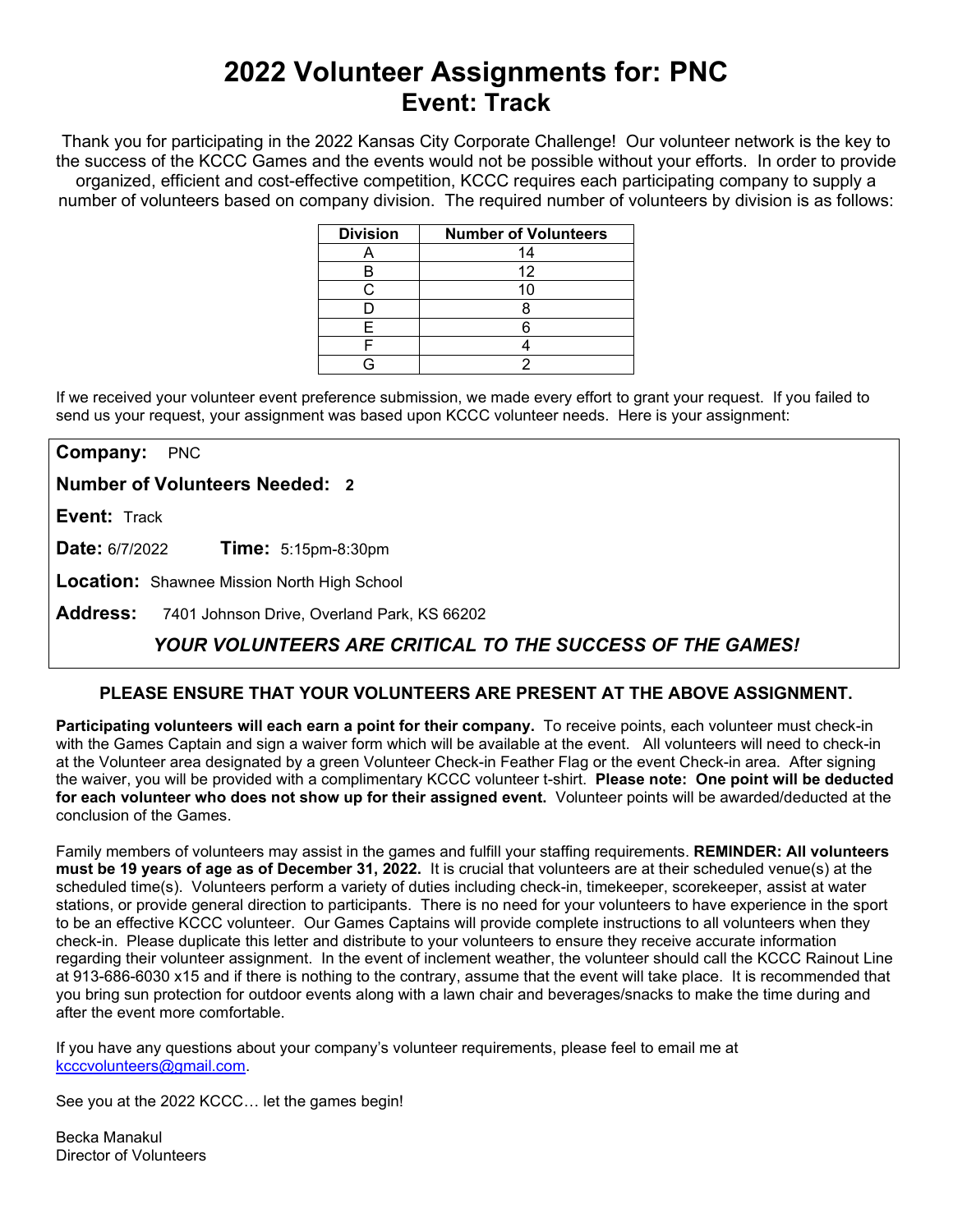# 2022 Volunteer Assignments for: PNC
## Event: Track

Thank you for participating in the 2022 Kansas City Corporate Challenge! Our volunteer network is the key to the success of the KCCC Games and the events would not be possible without your efforts. In order to provide organized, efficient and cost-effective competition, KCCC requires each participating company to supply a number of volunteers based on company division. The required number of volunteers by division is as follows:

| Division | Number of Volunteers |
|---|---|
| A | 14 |
| B | 12 |
| C | 10 |
| D | 8 |
| E | 6 |
| F | 4 |
| G | 2 |

If we received your volunteer event preference submission, we made every effort to grant your request. If you failed to send us your request, your assignment was based upon KCCC volunteer needs. Here is your assignment:

**Company:** PNC

**Number of Volunteers Needed:** **2**

**Event:** Track

**Date:** 6/7/2022 **Time:** 5:15pm-8:30pm

**Location:** Shawnee Mission North High School

**Address:** 7401 Johnson Drive, Overland Park, KS 66202

***YOUR VOLUNTEERS ARE CRITICAL TO THE SUCCESS OF THE GAMES!***

**PLEASE ENSURE THAT YOUR VOLUNTEERS ARE PRESENT AT THE ABOVE ASSIGNMENT.**

**Participating volunteers will each earn a point for their company.** To receive points, each volunteer must check-in with the Games Captain and sign a waiver form which will be available at the event. All volunteers will need to check-in at the Volunteer area designated by a green Volunteer Check-in Feather Flag or the event Check-in area. After signing the waiver, you will be provided with a complimentary KCCC volunteer t-shirt. **Please note: One point will be deducted for each volunteer who does not show up for their assigned event.** Volunteer points will be awarded/deducted at the conclusion of the Games.

Family members of volunteers may assist in the games and fulfill your staffing requirements. **REMINDER: All volunteers must be 19 years of age as of December 31, 2022.** It is crucial that volunteers are at their scheduled venue(s) at the scheduled time(s). Volunteers perform a variety of duties including check-in, timekeeper, scorekeeper, assist at water stations, or provide general direction to participants. There is no need for your volunteers to have experience in the sport to be an effective KCCC volunteer. Our Games Captains will provide complete instructions to all volunteers when they check-in. Please duplicate this letter and distribute to your volunteers to ensure they receive accurate information regarding their volunteer assignment. In the event of inclement weather, the volunteer should call the KCCC Rainout Line at 913-686-6030 x15 and if there is nothing to the contrary, assume that the event will take place. It is recommended that you bring sun protection for outdoor events along with a lawn chair and beverages/snacks to make the time during and after the event more comfortable.

If you have any questions about your company's volunteer requirements, please feel to email me at kcccvolunteers@gmail.com.

See you at the 2022 KCCC… let the games begin!

Becka Manakul
Director of Volunteers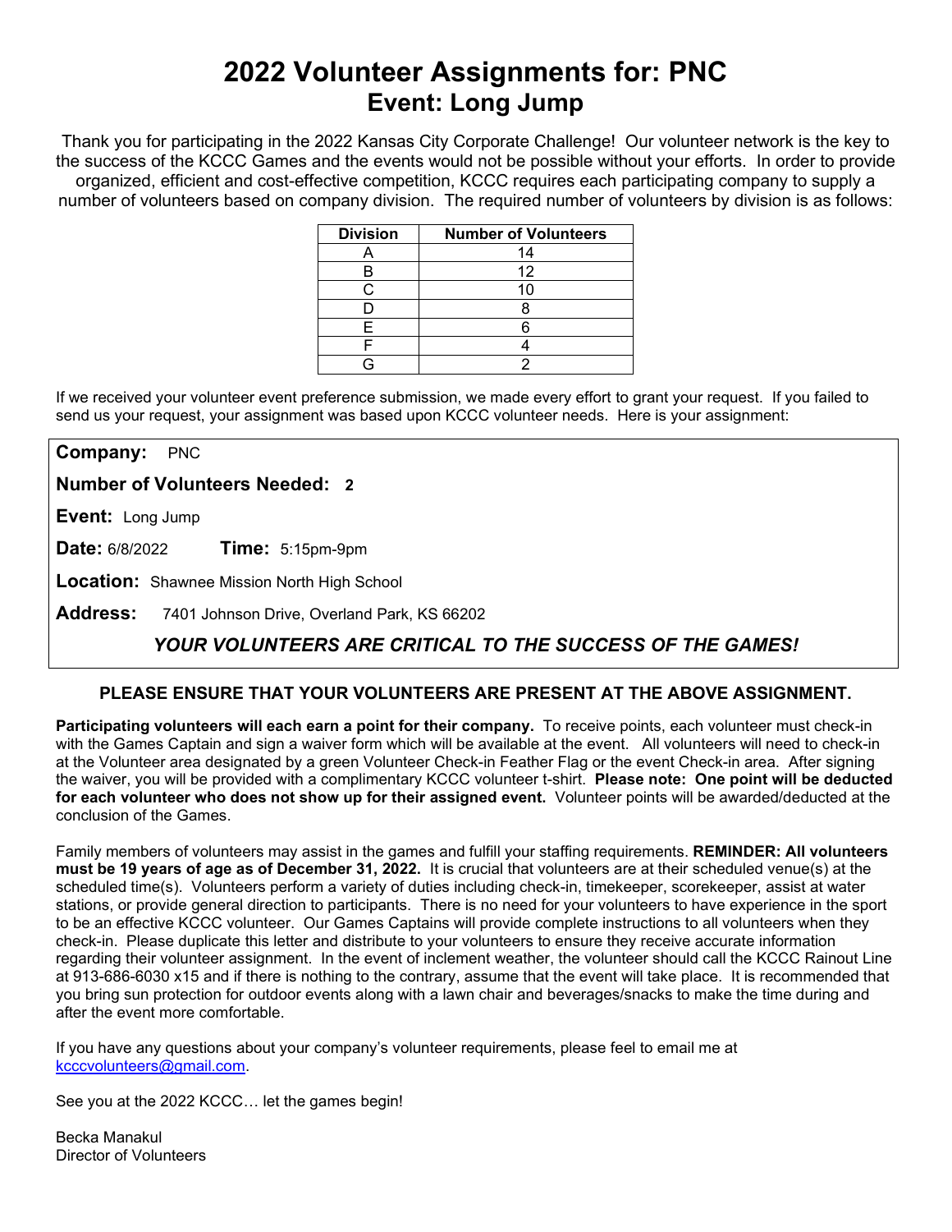# 2022 Volunteer Assignments for: PNC
## Event: Long Jump

Thank you for participating in the 2022 Kansas City Corporate Challenge! Our volunteer network is the key to the success of the KCCC Games and the events would not be possible without your efforts. In order to provide organized, efficient and cost-effective competition, KCCC requires each participating company to supply a number of volunteers based on company division. The required number of volunteers by division is as follows:

| Division | Number of Volunteers |
|---|---|
| A | 14 |
| B | 12 |
| C | 10 |
| D | 8 |
| E | 6 |
| F | 4 |
| G | 2 |

If we received your volunteer event preference submission, we made every effort to grant your request. If you failed to send us your request, your assignment was based upon KCCC volunteer needs. Here is your assignment:

**Company:** PNC

**Number of Volunteers Needed:** **2**

**Event:** Long Jump

**Date:** 6/8/2022 **Time:** 5:15pm-9pm

**Location:** Shawnee Mission North High School

**Address:** 7401 Johnson Drive, Overland Park, KS 66202

***YOUR VOLUNTEERS ARE CRITICAL TO THE SUCCESS OF THE GAMES!***

**PLEASE ENSURE THAT YOUR VOLUNTEERS ARE PRESENT AT THE ABOVE ASSIGNMENT.**

**Participating volunteers will each earn a point for their company.** To receive points, each volunteer must check-in with the Games Captain and sign a waiver form which will be available at the event. All volunteers will need to check-in at the Volunteer area designated by a green Volunteer Check-in Feather Flag or the event Check-in area. After signing the waiver, you will be provided with a complimentary KCCC volunteer t-shirt. **Please note: One point will be deducted for each volunteer who does not show up for their assigned event.** Volunteer points will be awarded/deducted at the conclusion of the Games.

Family members of volunteers may assist in the games and fulfill your staffing requirements. **REMINDER: All volunteers must be 19 years of age as of December 31, 2022.** It is crucial that volunteers are at their scheduled venue(s) at the scheduled time(s). Volunteers perform a variety of duties including check-in, timekeeper, scorekeeper, assist at water stations, or provide general direction to participants. There is no need for your volunteers to have experience in the sport to be an effective KCCC volunteer. Our Games Captains will provide complete instructions to all volunteers when they check-in. Please duplicate this letter and distribute to your volunteers to ensure they receive accurate information regarding their volunteer assignment. In the event of inclement weather, the volunteer should call the KCCC Rainout Line at 913-686-6030 x15 and if there is nothing to the contrary, assume that the event will take place. It is recommended that you bring sun protection for outdoor events along with a lawn chair and beverages/snacks to make the time during and after the event more comfortable.

If you have any questions about your company's volunteer requirements, please feel to email me at kcccvolunteers@gmail.com.

See you at the 2022 KCCC… let the games begin!

Becka Manakul  
Director of Volunteers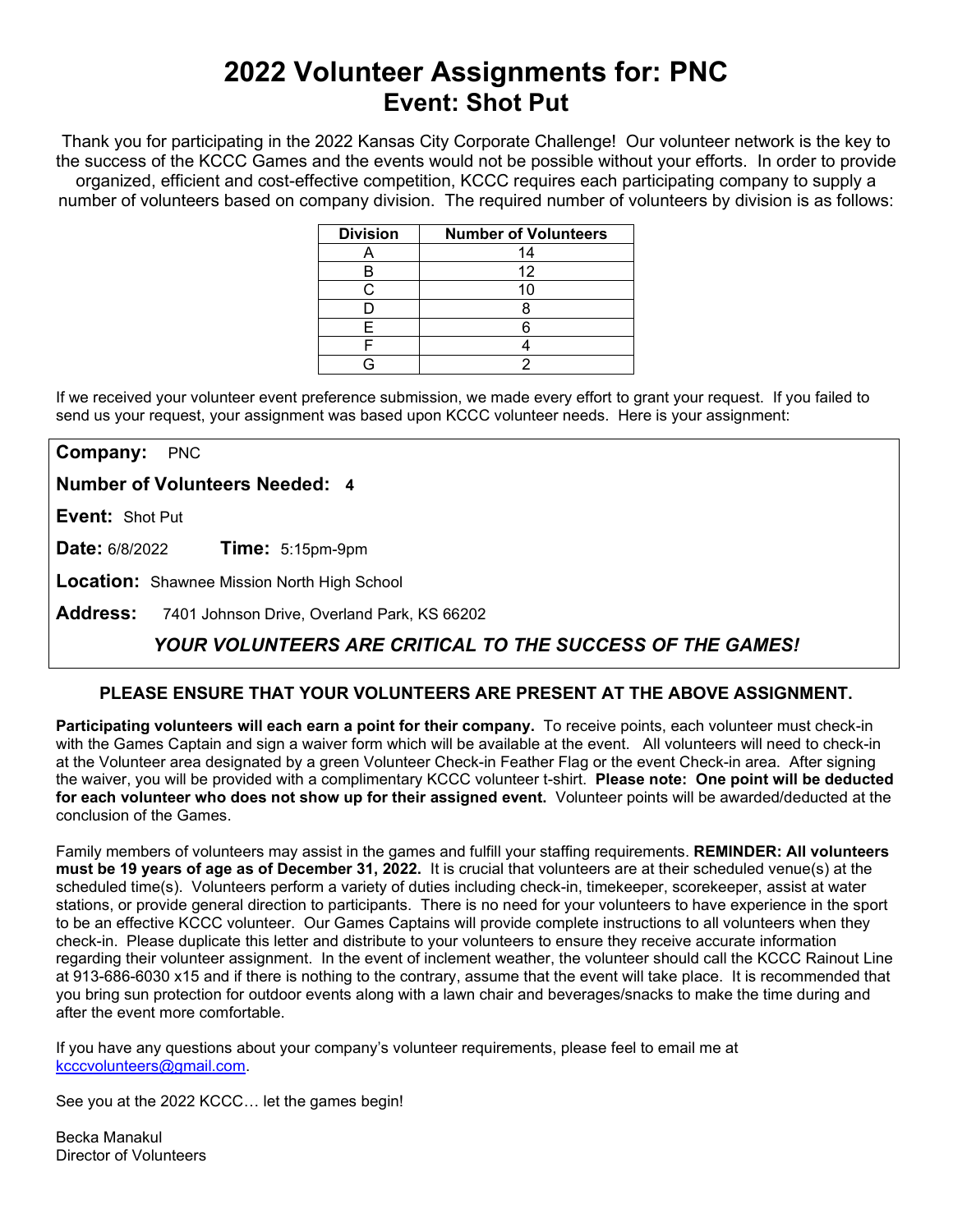# 2022 Volunteer Assignments for: PNC
## Event: Shot Put

Thank you for participating in the 2022 Kansas City Corporate Challenge! Our volunteer network is the key to the success of the KCCC Games and the events would not be possible without your efforts. In order to provide organized, efficient and cost-effective competition, KCCC requires each participating company to supply a number of volunteers based on company division. The required number of volunteers by division is as follows:

| Division | Number of Volunteers |
|---|---|
| A | 14 |
| B | 12 |
| C | 10 |
| D | 8 |
| E | 6 |
| F | 4 |
| G | 2 |

If we received your volunteer event preference submission, we made every effort to grant your request. If you failed to send us your request, your assignment was based upon KCCC volunteer needs. Here is your assignment:

**Company:** PNC

**Number of Volunteers Needed:** **4**

**Event:** Shot Put

**Date:** 6/8/2022 **Time:** 5:15pm-9pm

**Location:** Shawnee Mission North High School

**Address:** 7401 Johnson Drive, Overland Park, KS 66202

***YOUR VOLUNTEERS ARE CRITICAL TO THE SUCCESS OF THE GAMES!***

**PLEASE ENSURE THAT YOUR VOLUNTEERS ARE PRESENT AT THE ABOVE ASSIGNMENT.**

**Participating volunteers will each earn a point for their company.** To receive points, each volunteer must check-in with the Games Captain and sign a waiver form which will be available at the event. All volunteers will need to check-in at the Volunteer area designated by a green Volunteer Check-in Feather Flag or the event Check-in area. After signing the waiver, you will be provided with a complimentary KCCC volunteer t-shirt. **Please note: One point will be deducted for each volunteer who does not show up for their assigned event.** Volunteer points will be awarded/deducted at the conclusion of the Games.

Family members of volunteers may assist in the games and fulfill your staffing requirements. **REMINDER: All volunteers must be 19 years of age as of December 31, 2022.** It is crucial that volunteers are at their scheduled venue(s) at the scheduled time(s). Volunteers perform a variety of duties including check-in, timekeeper, scorekeeper, assist at water stations, or provide general direction to participants. There is no need for your volunteers to have experience in the sport to be an effective KCCC volunteer. Our Games Captains will provide complete instructions to all volunteers when they check-in. Please duplicate this letter and distribute to your volunteers to ensure they receive accurate information regarding their volunteer assignment. In the event of inclement weather, the volunteer should call the KCCC Rainout Line at 913-686-6030 x15 and if there is nothing to the contrary, assume that the event will take place. It is recommended that you bring sun protection for outdoor events along with a lawn chair and beverages/snacks to make the time during and after the event more comfortable.

If you have any questions about your company's volunteer requirements, please feel to email me at kcccvolunteers@gmail.com.

See you at the 2022 KCCC… let the games begin!

Becka Manakul
Director of Volunteers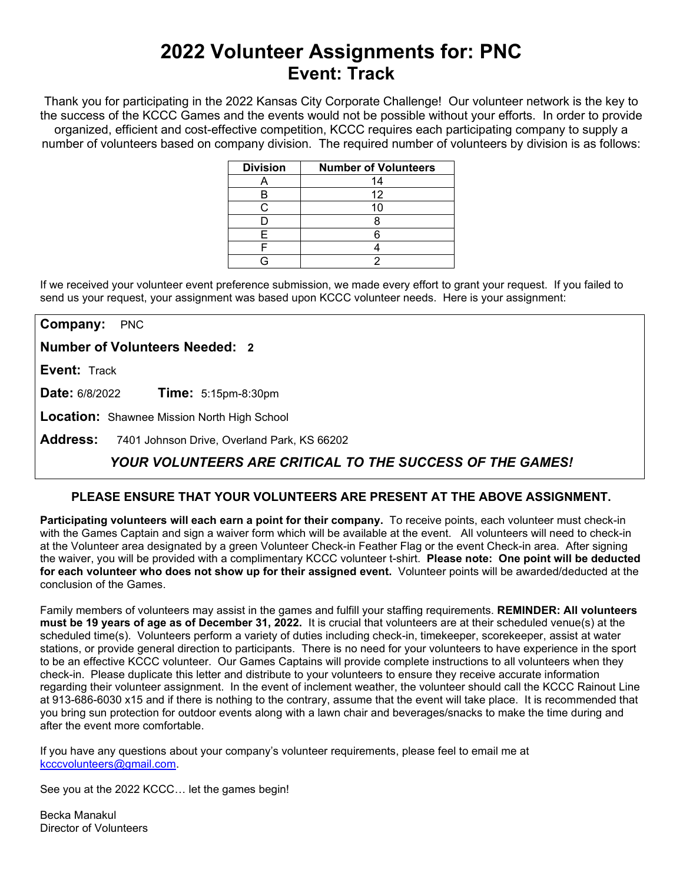# 2022 Volunteer Assignments for: PNC
## Event: Track

Thank you for participating in the 2022 Kansas City Corporate Challenge! Our volunteer network is the key to the success of the KCCC Games and the events would not be possible without your efforts. In order to provide organized, efficient and cost-effective competition, KCCC requires each participating company to supply a number of volunteers based on company division. The required number of volunteers by division is as follows:

| Division | Number of Volunteers |
|---|---|
| A | 14 |
| B | 12 |
| C | 10 |
| D | 8 |
| E | 6 |
| F | 4 |
| G | 2 |

If we received your volunteer event preference submission, we made every effort to grant your request. If you failed to send us your request, your assignment was based upon KCCC volunteer needs. Here is your assignment:

**Company:** PNC

**Number of Volunteers Needed: 2**

**Event:** Track

**Date:** 6/8/2022 **Time:** 5:15pm-8:30pm

**Location:** Shawnee Mission North High School

**Address:** 7401 Johnson Drive, Overland Park, KS 66202

***YOUR VOLUNTEERS ARE CRITICAL TO THE SUCCESS OF THE GAMES!***

**PLEASE ENSURE THAT YOUR VOLUNTEERS ARE PRESENT AT THE ABOVE ASSIGNMENT.**

**Participating volunteers will each earn a point for their company.** To receive points, each volunteer must check-in with the Games Captain and sign a waiver form which will be available at the event. All volunteers will need to check-in at the Volunteer area designated by a green Volunteer Check-in Feather Flag or the event Check-in area. After signing the waiver, you will be provided with a complimentary KCCC volunteer t-shirt. **Please note: One point will be deducted for each volunteer who does not show up for their assigned event.** Volunteer points will be awarded/deducted at the conclusion of the Games.

Family members of volunteers may assist in the games and fulfill your staffing requirements. **REMINDER: All volunteers must be 19 years of age as of December 31, 2022.** It is crucial that volunteers are at their scheduled venue(s) at the scheduled time(s). Volunteers perform a variety of duties including check-in, timekeeper, scorekeeper, assist at water stations, or provide general direction to participants. There is no need for your volunteers to have experience in the sport to be an effective KCCC volunteer. Our Games Captains will provide complete instructions to all volunteers when they check-in. Please duplicate this letter and distribute to your volunteers to ensure they receive accurate information regarding their volunteer assignment. In the event of inclement weather, the volunteer should call the KCCC Rainout Line at 913-686-6030 x15 and if there is nothing to the contrary, assume that the event will take place. It is recommended that you bring sun protection for outdoor events along with a lawn chair and beverages/snacks to make the time during and after the event more comfortable.

If you have any questions about your company's volunteer requirements, please feel to email me at kcccvolunteers@gmail.com.

See you at the 2022 KCCC… let the games begin!

Becka Manakul
Director of Volunteers